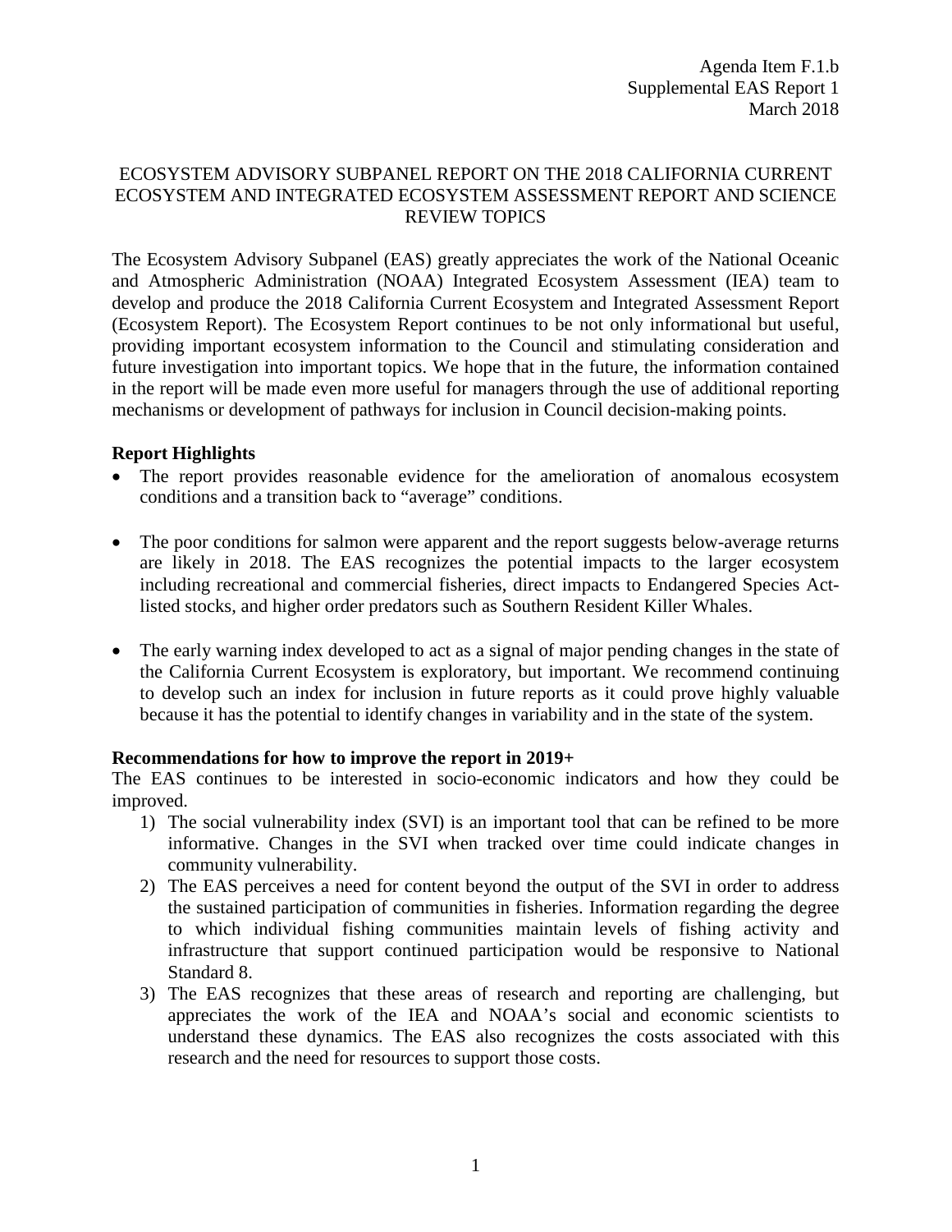Agenda Item F.1.b
Supplemental EAS Report 1
March 2018

# ECOSYSTEM ADVISORY SUBPANEL REPORT ON THE 2018 CALIFORNIA CURRENT ECOSYSTEM AND INTEGRATED ECOSYSTEM ASSESSMENT REPORT AND SCIENCE REVIEW TOPICS

The Ecosystem Advisory Subpanel (EAS) greatly appreciates the work of the National Oceanic and Atmospheric Administration (NOAA) Integrated Ecosystem Assessment (IEA) team to develop and produce the 2018 California Current Ecosystem and Integrated Assessment Report (Ecosystem Report). The Ecosystem Report continues to be not only informational but useful, providing important ecosystem information to the Council and stimulating consideration and future investigation into important topics. We hope that in the future, the information contained in the report will be made even more useful for managers through the use of additional reporting mechanisms or development of pathways for inclusion in Council decision-making points.

**Report Highlights**

- The report provides reasonable evidence for the amelioration of anomalous ecosystem conditions and a transition back to "average" conditions.

- The poor conditions for salmon were apparent and the report suggests below-average returns are likely in 2018. The EAS recognizes the potential impacts to the larger ecosystem including recreational and commercial fisheries, direct impacts to Endangered Species Act-listed stocks, and higher order predators such as Southern Resident Killer Whales.

- The early warning index developed to act as a signal of major pending changes in the state of the California Current Ecosystem is exploratory, but important. We recommend continuing to develop such an index for inclusion in future reports as it could prove highly valuable because it has the potential to identify changes in variability and in the state of the system.

**Recommendations for how to improve the report in 2019+**

The EAS continues to be interested in socio-economic indicators and how they could be improved.

1) The social vulnerability index (SVI) is an important tool that can be refined to be more informative. Changes in the SVI when tracked over time could indicate changes in community vulnerability.
2) The EAS perceives a need for content beyond the output of the SVI in order to address the sustained participation of communities in fisheries. Information regarding the degree to which individual fishing communities maintain levels of fishing activity and infrastructure that support continued participation would be responsive to National Standard 8.
3) The EAS recognizes that these areas of research and reporting are challenging, but appreciates the work of the IEA and NOAA's social and economic scientists to understand these dynamics. The EAS also recognizes the costs associated with this research and the need for resources to support those costs.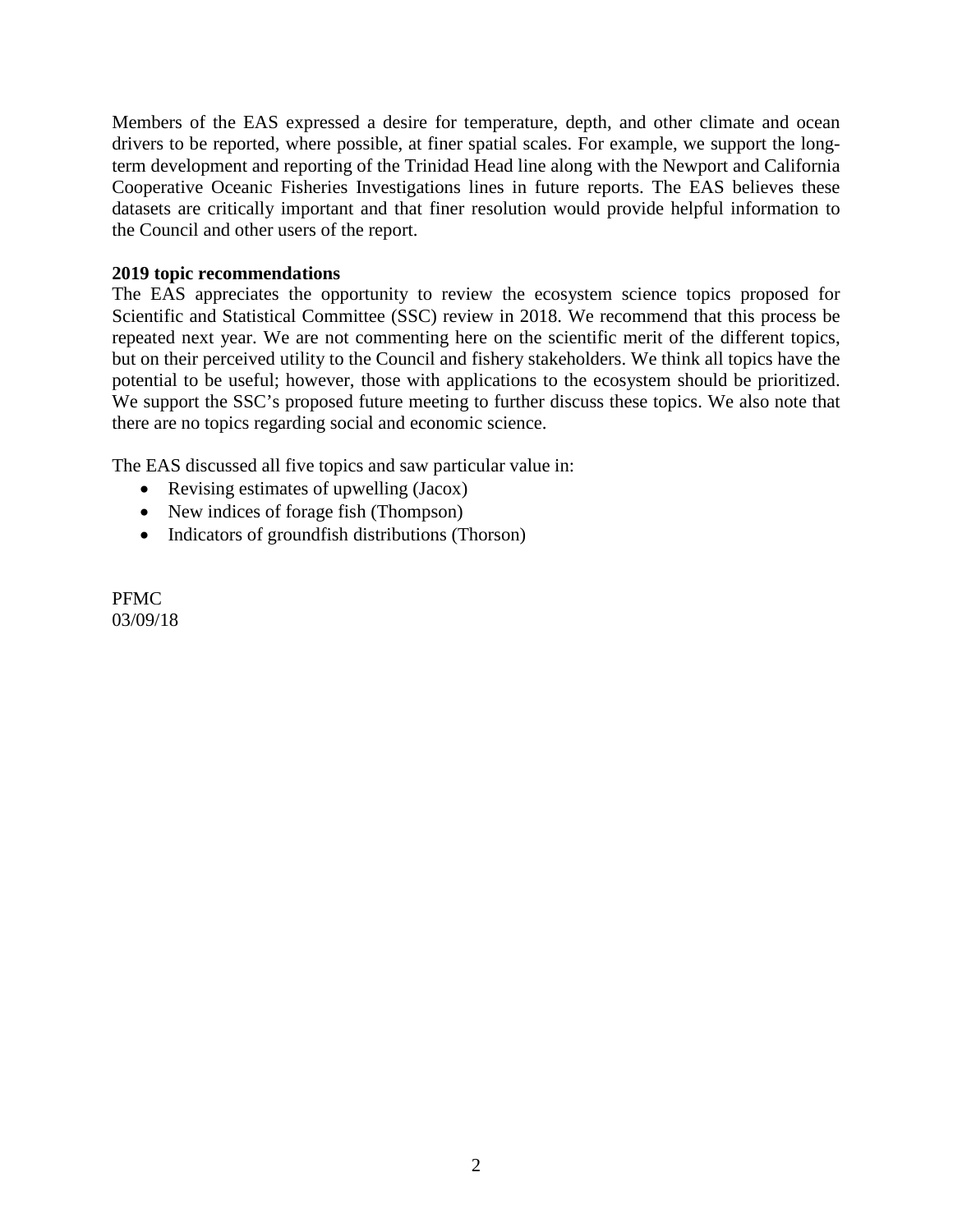Members of the EAS expressed a desire for temperature, depth, and other climate and ocean drivers to be reported, where possible, at finer spatial scales. For example, we support the long-term development and reporting of the Trinidad Head line along with the Newport and California Cooperative Oceanic Fisheries Investigations lines in future reports. The EAS believes these datasets are critically important and that finer resolution would provide helpful information to the Council and other users of the report.

**2019 topic recommendations**

The EAS appreciates the opportunity to review the ecosystem science topics proposed for Scientific and Statistical Committee (SSC) review in 2018. We recommend that this process be repeated next year. We are not commenting here on the scientific merit of the different topics, but on their perceived utility to the Council and fishery stakeholders. We think all topics have the potential to be useful; however, those with applications to the ecosystem should be prioritized. We support the SSC's proposed future meeting to further discuss these topics. We also note that there are no topics regarding social and economic science.

The EAS discussed all five topics and saw particular value in:

- Revising estimates of upwelling (Jacox)
- New indices of forage fish (Thompson)
- Indicators of groundfish distributions (Thorson)

PFMC
03/09/18